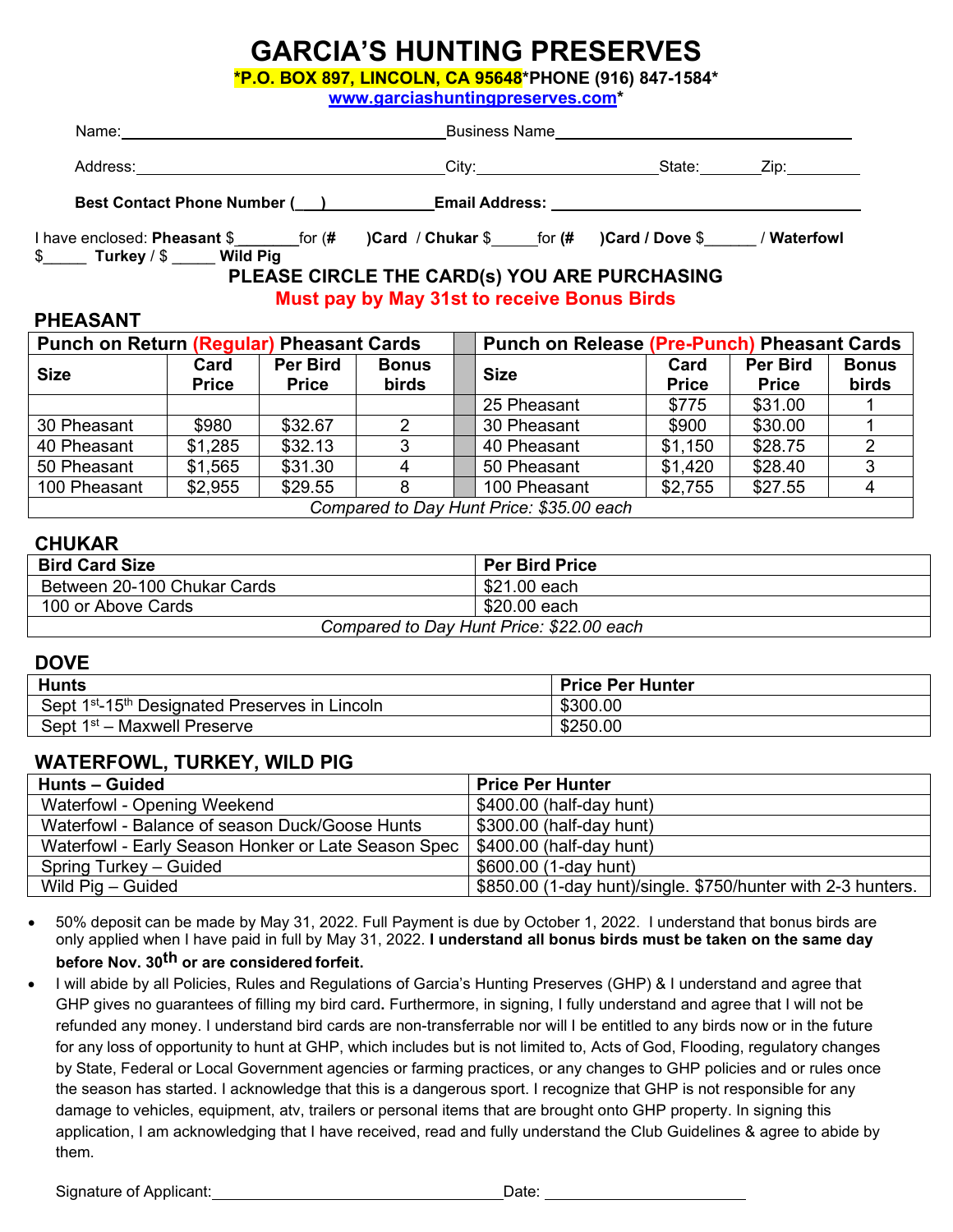# GARCIA'S HUNTING PRESERVES

**\*P.O. BOX 897, LINCOLN, CA 95648\*PHONE (916) 847-1584\***

**www.garciashuntingpreserves.com\***

Name:\_\_\_\_\_\_\_\_\_\_\_\_\_\_\_\_\_\_\_\_\_\_\_\_\_\_\_\_\_\_\_\_\_\_\_\_ Business Name\_\_\_\_\_\_\_\_\_\_\_\_\_\_\_\_\_\_\_\_\_\_\_\_\_\_\_\_\_\_\_\_\_\_

Address:\_\_\_\_\_\_\_\_\_\_\_\_\_\_\_\_\_\_\_\_\_\_\_\_\_\_\_\_\_\_\_\_\_\_\_City:\_\_\_\_\_\_\_\_\_\_\_\_\_\_\_\_\_\_\_\_State:\_\_\_\_\_\_\_Zip:\_\_\_\_\_\_\_\_

**Best Contact Phone Number (\_\_\_)\_\_\_\_\_\_\_\_\_\_\_\_ Email Address:** \_\_\_\_\_\_\_\_\_\_\_\_\_\_\_\_\_\_\_\_\_\_\_\_\_\_\_\_\_\_\_\_\_\_\_\_

I have enclosed: **Pheasant** $\_\_\_\_\_\_\_for **(# )Card** / **Chukar** $\_\_\_\_\_for **(# )Card / Dove** $\_\_\_\_\_\_ / **Waterfowl** $\_\_\_\_\_ **Turkey** / $ \_\_\_\_\_ **Wild Pig**

**PLEASE CIRCLE THE CARD(s) YOU ARE PURCHASING**

**Must pay by May 31st to receive Bonus Birds**

## PHEASANT

| Punch on Return (Regular) Pheasant Cards | | | | Punch on Release (Pre-Punch) Pheasant Cards | | | |
|---|---|---|---|---|---|---|---|
| **Size** | **Card Price** | **Per Bird Price** | **Bonus birds** | **Size** | **Card Price** | **Per Bird Price** | **Bonus birds** |
| | | | | 25 Pheasant | $775 | $31.00 | 1 |
| 30 Pheasant | $980 | $32.67 | 2 | 30 Pheasant | $900 | $30.00 | 1 |
| 40 Pheasant | $1,285 | $32.13 | 3 | 40 Pheasant | $1,150 | $28.75 | 2 |
| 50 Pheasant | $1,565 | $31.30 | 4 | 50 Pheasant | $1,420 | $28.40 | 3 |
| 100 Pheasant | $2,955 | $29.55 | 8 | 100 Pheasant | $2,755 | $27.55 | 4 |
| *Compared to Day Hunt Price: $35.00 each* | | | | | | | |

## CHUKAR

| Bird Card Size | Per Bird Price |
|---|---|
| Between 20-100 Chukar Cards | $21.00 each |
| 100 or Above Cards | $20.00 each |
| *Compared to Day Hunt Price: $22.00 each* | |

## DOVE

| Hunts | Price Per Hunter |
|---|---|
| Sept 1st-15th Designated Preserves in Lincoln | $300.00 |
| Sept 1st – Maxwell Preserve | $250.00 |

## WATERFOWL, TURKEY, WILD PIG

| Hunts – Guided | Price Per Hunter |
|---|---|
| Waterfowl - Opening Weekend | $400.00 (half-day hunt) |
| Waterfowl - Balance of season Duck/Goose Hunts | $300.00 (half-day hunt) |
| Waterfowl - Early Season Honker or Late Season Spec | $400.00 (half-day hunt) |
| Spring Turkey – Guided | $600.00 (1-day hunt) |
| Wild Pig – Guided | $850.00 (1-day hunt)/single. $750/hunter with 2-3 hunters. |

- 50% deposit can be made by May 31, 2022. Full Payment is due by October 1, 2022. I understand that bonus birds are only applied when I have paid in full by May 31, 2022. **I understand all bonus birds must be taken on the same day before Nov. 30th or are considered forfeit.**
- I will abide by all Policies, Rules and Regulations of Garcia's Hunting Preserves (GHP) & I understand and agree that GHP gives no guarantees of filling my bird card**.** Furthermore, in signing, I fully understand and agree that I will not be refunded any money. I understand bird cards are non-transferrable nor will I be entitled to any birds now or in the future for any loss of opportunity to hunt at GHP, which includes but is not limited to, Acts of God, Flooding, regulatory changes by State, Federal or Local Government agencies or farming practices, or any changes to GHP policies and or rules once the season has started. I acknowledge that this is a dangerous sport. I recognize that GHP is not responsible for any damage to vehicles, equipment, atv, trailers or personal items that are brought onto GHP property. In signing this application, I am acknowledging that I have received, read and fully understand the Club Guidelines & agree to abide by them.

Signature of Applicant:\_\_\_\_\_\_\_\_\_\_\_\_\_\_\_\_\_\_\_\_\_\_\_\_\_\_\_\_\_\_\_\_\_\_\_Date: \_\_\_\_\_\_\_\_\_\_\_\_\_\_\_\_\_\_\_\_\_\_\_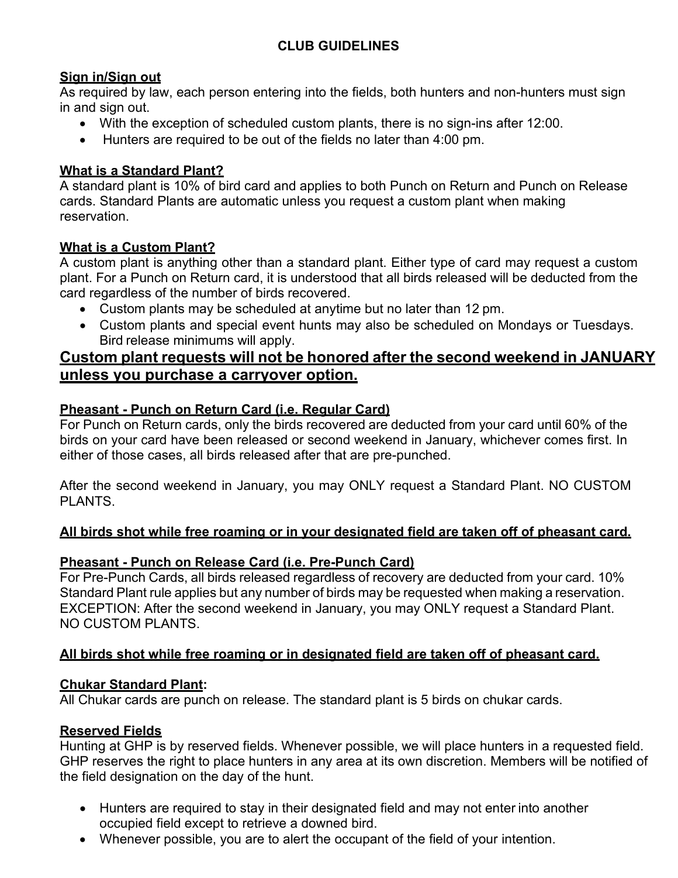## CLUB GUIDELINES

**Sign in/Sign out**

As required by law, each person entering into the fields, both hunters and non-hunters must sign in and sign out.

- With the exception of scheduled custom plants, there is no sign-ins after 12:00.
- Hunters are required to be out of the fields no later than 4:00 pm.

**What is a Standard Plant?**

A standard plant is 10% of bird card and applies to both Punch on Return and Punch on Release cards. Standard Plants are automatic unless you request a custom plant when making reservation.

**What is a Custom Plant?**

A custom plant is anything other than a standard plant. Either type of card may request a custom plant. For a Punch on Return card, it is understood that all birds released will be deducted from the card regardless of the number of birds recovered.

- Custom plants may be scheduled at anytime but no later than 12 pm.
- Custom plants and special event hunts may also be scheduled on Mondays or Tuesdays. Bird release minimums will apply.

**Custom plant requests will not be honored after the second weekend in JANUARY unless you purchase a carryover option.**

**Pheasant - Punch on Return Card (i.e. Regular Card)**

For Punch on Return cards, only the birds recovered are deducted from your card until 60% of the birds on your card have been released or second weekend in January, whichever comes first. In either of those cases, all birds released after that are pre-punched.

After the second weekend in January, you may ONLY request a Standard Plant. NO CUSTOM PLANTS.

**All birds shot while free roaming or in your designated field are taken off of pheasant card.**

**Pheasant - Punch on Release Card (i.e. Pre-Punch Card)**

For Pre-Punch Cards, all birds released regardless of recovery are deducted from your card. 10% Standard Plant rule applies but any number of birds may be requested when making a reservation. EXCEPTION: After the second weekend in January, you may ONLY request a Standard Plant. NO CUSTOM PLANTS.

**All birds shot while free roaming or in designated field are taken off of pheasant card.**

**Chukar Standard Plant:**

All Chukar cards are punch on release. The standard plant is 5 birds on chukar cards.

**Reserved Fields**

Hunting at GHP is by reserved fields. Whenever possible, we will place hunters in a requested field. GHP reserves the right to place hunters in any area at its own discretion. Members will be notified of the field designation on the day of the hunt.

- Hunters are required to stay in their designated field and may not enter into another occupied field except to retrieve a downed bird.
- Whenever possible, you are to alert the occupant of the field of your intention.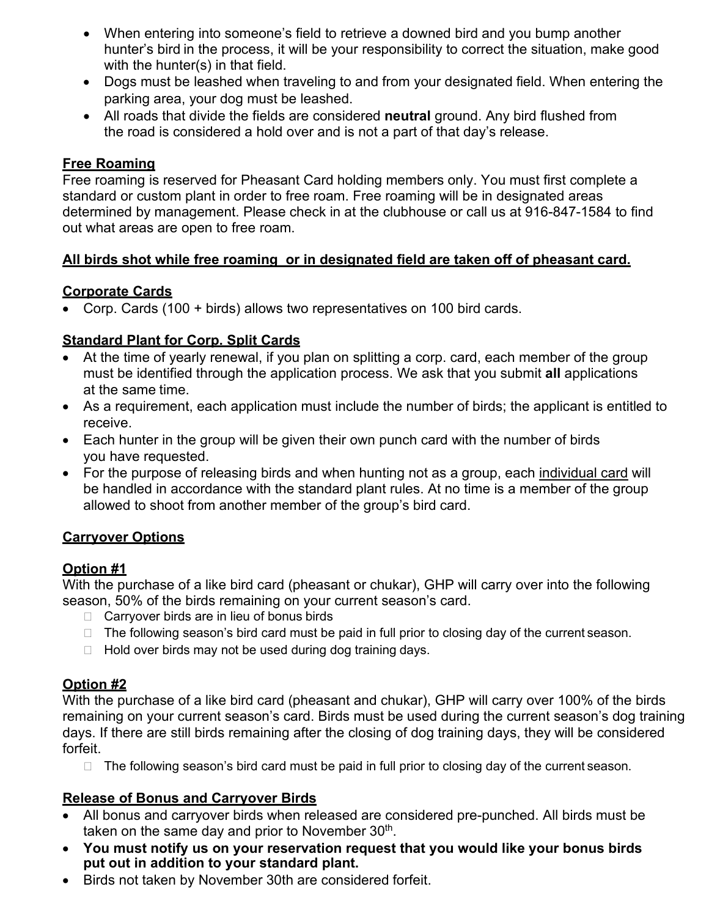- When entering into someone's field to retrieve a downed bird and you bump another hunter's bird in the process, it will be your responsibility to correct the situation, make good with the hunter(s) in that field.
- Dogs must be leashed when traveling to and from your designated field. When entering the parking area, your dog must be leashed.
- All roads that divide the fields are considered **neutral** ground. Any bird flushed from the road is considered a hold over and is not a part of that day's release.

<u>**Free Roaming**</u>

Free roaming is reserved for Pheasant Card holding members only. You must first complete a standard or custom plant in order to free roam. Free roaming will be in designated areas determined by management. Please check in at the clubhouse or call us at 916-847-1584 to find out what areas are open to free roam.

<u>**All birds shot while free roaming or in designated field are taken off of pheasant card.**</u>

<u>**Corporate Cards**</u>

- Corp. Cards (100 + birds) allows two representatives on 100 bird cards.

<u>**Standard Plant for Corp. Split Cards**</u>

- At the time of yearly renewal, if you plan on splitting a corp. card, each member of the group must be identified through the application process. We ask that you submit **all** applications at the same time.
- As a requirement, each application must include the number of birds; the applicant is entitled to receive.
- Each hunter in the group will be given their own punch card with the number of birds you have requested.
- For the purpose of releasing birds and when hunting not as a group, each <u>individual card</u> will be handled in accordance with the standard plant rules. At no time is a member of the group allowed to shoot from another member of the group's bird card.

<u>**Carryover Options**</u>

<u>**Option #1**</u>

With the purchase of a like bird card (pheasant or chukar), GHP will carry over into the following season, 50% of the birds remaining on your current season's card.

- Carryover birds are in lieu of bonus birds
- The following season's bird card must be paid in full prior to closing day of the current season.
- Hold over birds may not be used during dog training days.

<u>**Option #2**</u>

With the purchase of a like bird card (pheasant and chukar), GHP will carry over 100% of the birds remaining on your current season's card. Birds must be used during the current season's dog training days. If there are still birds remaining after the closing of dog training days, they will be considered forfeit.

- The following season's bird card must be paid in full prior to closing day of the current season.

<u>**Release of Bonus and Carryover Birds**</u>

- All bonus and carryover birds when released are considered pre-punched. All birds must be taken on the same day and prior to November 30th.
- **You must notify us on your reservation request that you would like your bonus birds put out in addition to your standard plant.**
- Birds not taken by November 30th are considered forfeit.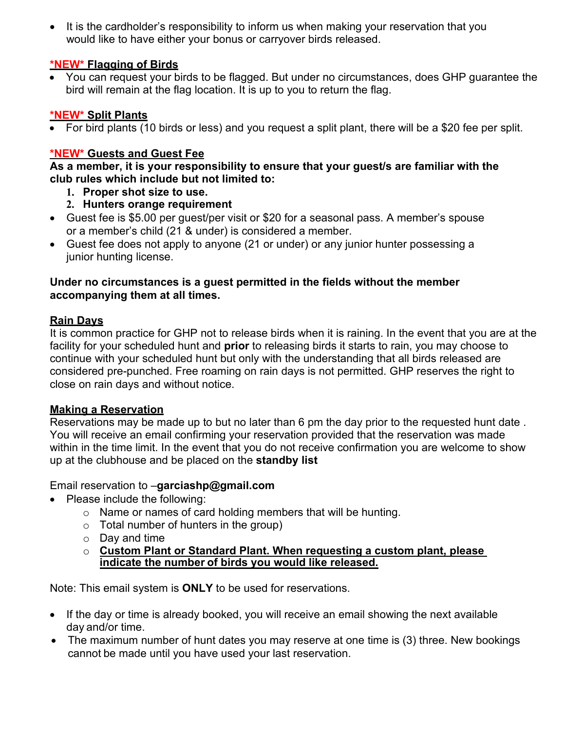- It is the cardholder's responsibility to inform us when making your reservation that you would like to have either your bonus or carryover birds released.

**\*NEW\* Flagging of Birds**

- You can request your birds to be flagged. But under no circumstances, does GHP guarantee the bird will remain at the flag location. It is up to you to return the flag.

**\*NEW\* Split Plants**

- For bird plants (10 birds or less) and you request a split plant, there will be a $20 fee per split.

**\*NEW\* Guests and Guest Fee**

**As a member, it is your responsibility to ensure that your guest/s are familiar with the club rules which include but not limited to:**

1. **Proper shot size to use.**
2. **Hunters orange requirement**

- Guest fee is $5.00 per guest/per visit or $20 for a seasonal pass. A member's spouse or a member's child (21 & under) is considered a member.
- Guest fee does not apply to anyone (21 or under) or any junior hunter possessing a junior hunting license.

**Under no circumstances is a guest permitted in the fields without the member accompanying them at all times.**

**Rain Days**

It is common practice for GHP not to release birds when it is raining. In the event that you are at the facility for your scheduled hunt and **prior** to releasing birds it starts to rain, you may choose to continue with your scheduled hunt but only with the understanding that all birds released are considered pre-punched. Free roaming on rain days is not permitted. GHP reserves the right to close on rain days and without notice.

**Making a Reservation**

Reservations may be made up to but no later than 6 pm the day prior to the requested hunt date . You will receive an email confirming your reservation provided that the reservation was made within in the time limit. In the event that you do not receive confirmation you are welcome to show up at the clubhouse and be placed on the **standby list**

Email reservation to –**garciashp@gmail.com**

- Please include the following:
  - Name or names of card holding members that will be hunting.
  - Total number of hunters in the group)
  - Day and time
  - **Custom Plant or Standard Plant. When requesting a custom plant, please indicate the number of birds you would like released.**

Note: This email system is **ONLY** to be used for reservations.

- If the day or time is already booked, you will receive an email showing the next available day and/or time.
- The maximum number of hunt dates you may reserve at one time is (3) three. New bookings cannot be made until you have used your last reservation.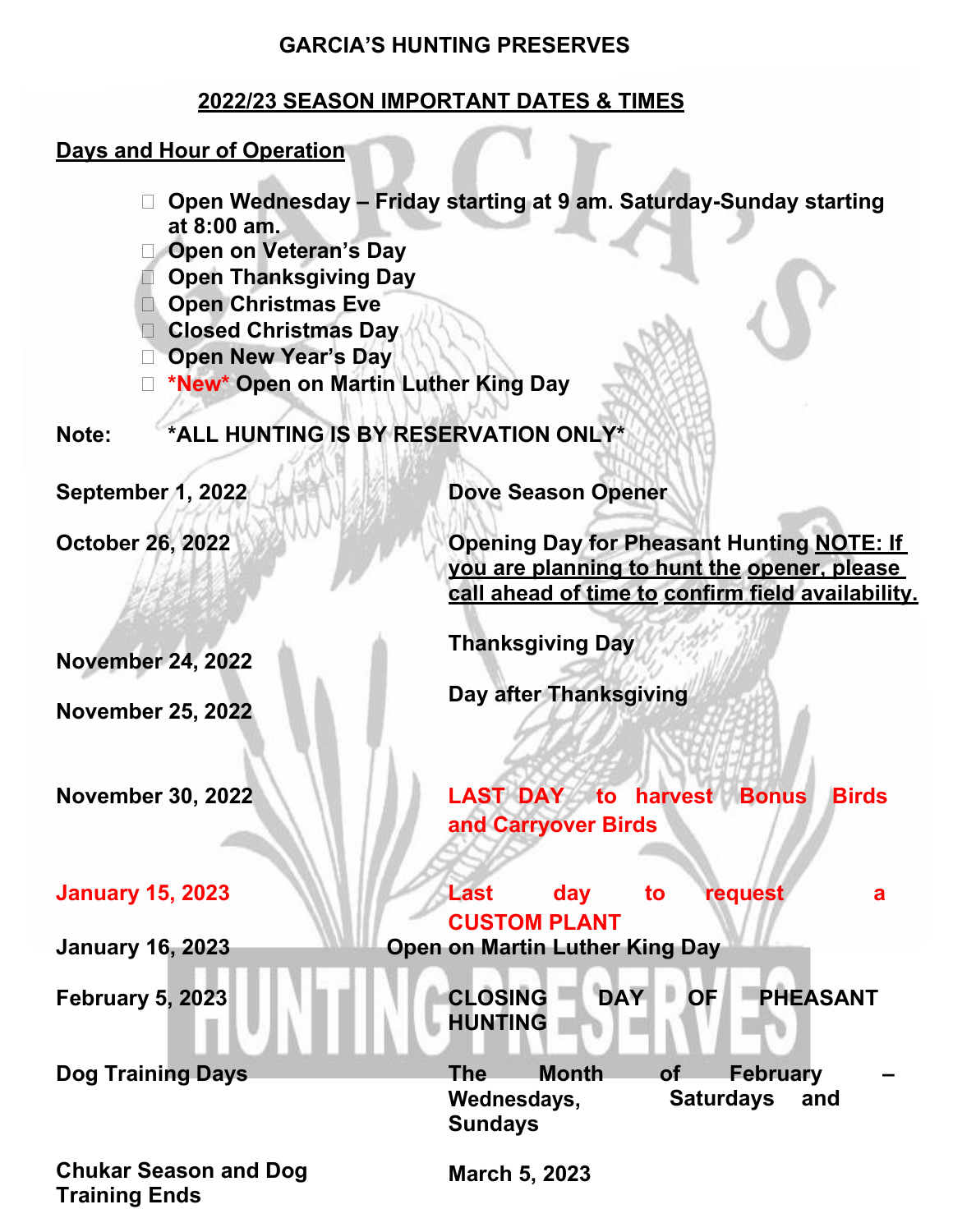# GARCIA'S HUNTING PRESERVES

## 2022/23 SEASON IMPORTANT DATES & TIMES

**Days and Hour of Operation**

- **Open Wednesday – Friday starting at 9 am. Saturday-Sunday starting at 8:00 am.**
- **Open on Veteran's Day**
- **Open Thanksgiving Day**
- **Open Christmas Eve**
- **Closed Christmas Day**
- **Open New Year's Day**
- **\*New\* Open on Martin Luther King Day**

**Note: \*ALL HUNTING IS BY RESERVATION ONLY\***

| | |
|---|---|
| **September 1, 2022** | **Dove Season Opener** |
| **October 26, 2022** | **Opening Day for Pheasant Hunting NOTE: If you are planning to hunt the opener, please call ahead of time to confirm field availability.** |
| **November 24, 2022** | **Thanksgiving Day** |
| **November 25, 2022** | **Day after Thanksgiving** |
| **November 30, 2022** | **LAST DAY to harvest Bonus Birds and Carryover Birds** |
| **January 15, 2023** | **Last day to request a CUSTOM PLANT** |
| **January 16, 2023** | **Open on Martin Luther King Day** |
| **February 5, 2023** | **CLOSING DAY OF PHEASANT HUNTING** |
| **Dog Training Days** | **The Month of February – Wednesdays, Saturdays and Sundays** |
| **Chukar Season and Dog Training Ends** | **March 5, 2023** |